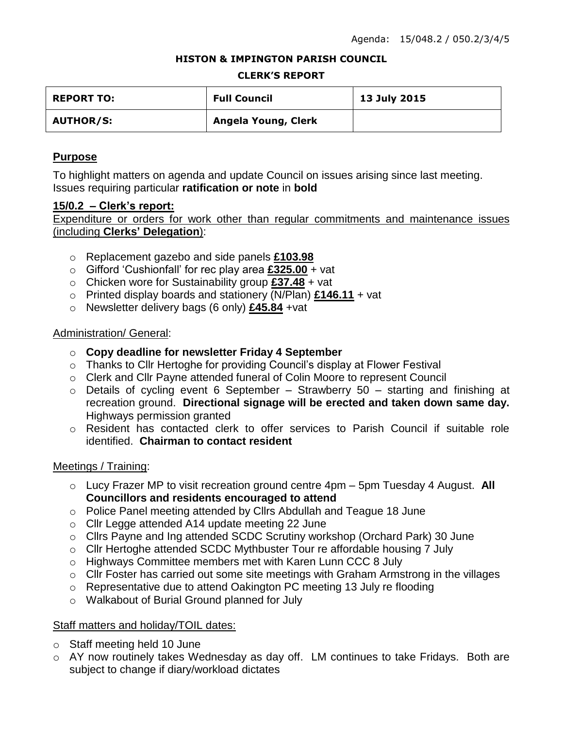Agenda: 15/048.2 / 050.2/3/4/5

**HISTON & IMPINGTON PARISH COUNCIL**

**CLERK'S REPORT**

| **REPORT TO:** | **Full Council** | **13 July 2015** |
|---|---|---|
| **AUTHOR/S:** | **Angela Young, Clerk** | |

## Purpose

To highlight matters on agenda and update Council on issues arising since last meeting. Issues requiring particular **ratification or note** in **bold**

### 15/0.2 – Clerk's report:

Expenditure or orders for work other than regular commitments and maintenance issues (including **Clerks' Delegation**):

- Replacement gazebo and side panels **£103.98**
- Gifford 'Cushionfall' for rec play area **£325.00** + vat
- Chicken wore for Sustainability group **£37.48** + vat
- Printed display boards and stationery (N/Plan) **£146.11** + vat
- Newsletter delivery bags (6 only) **£45.84** +vat

Administration/ General:

- **Copy deadline for newsletter Friday 4 September**
- Thanks to Cllr Hertoghe for providing Council's display at Flower Festival
- Clerk and Cllr Payne attended funeral of Colin Moore to represent Council
- Details of cycling event 6 September – Strawberry 50 – starting and finishing at recreation ground. **Directional signage will be erected and taken down same day.** Highways permission granted
- Resident has contacted clerk to offer services to Parish Council if suitable role identified. **Chairman to contact resident**

Meetings / Training:

- Lucy Frazer MP to visit recreation ground centre 4pm – 5pm Tuesday 4 August. **All Councillors and residents encouraged to attend**
- Police Panel meeting attended by Cllrs Abdullah and Teague 18 June
- Cllr Legge attended A14 update meeting 22 June
- Cllrs Payne and Ing attended SCDC Scrutiny workshop (Orchard Park) 30 June
- Cllr Hertoghe attended SCDC Mythbuster Tour re affordable housing 7 July
- Highways Committee members met with Karen Lunn CCC 8 July
- Cllr Foster has carried out some site meetings with Graham Armstrong in the villages
- Representative due to attend Oakington PC meeting 13 July re flooding
- Walkabout of Burial Ground planned for July

Staff matters and holiday/TOIL dates:

- Staff meeting held 10 June
- AY now routinely takes Wednesday as day off. LM continues to take Fridays. Both are subject to change if diary/workload dictates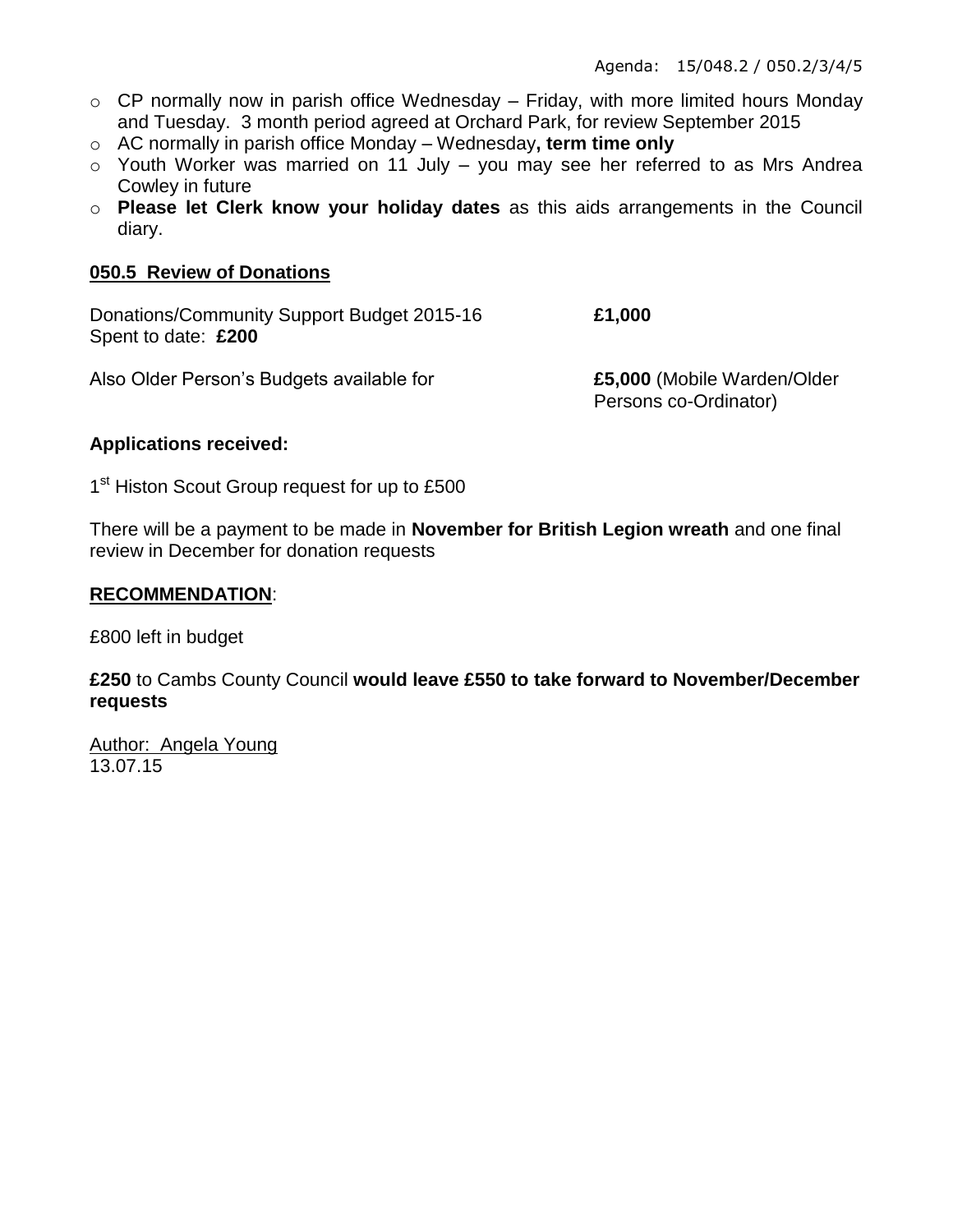- CP normally now in parish office Wednesday – Friday, with more limited hours Monday and Tuesday. 3 month period agreed at Orchard Park, for review September 2015
- AC normally in parish office Monday – Wednesday**, term time only**
- Youth Worker was married on 11 July – you may see her referred to as Mrs Andrea Cowley in future
- **Please let Clerk know your holiday dates** as this aids arrangements in the Council diary.

## 050.5 Review of Donations

Donations/Community Support Budget 2015-16 **£1,000**
Spent to date: **£200**

Also Older Person's Budgets available for **£5,000** (Mobile Warden/Older Persons co-Ordinator)

**Applications received:**

1st Histon Scout Group request for up to £500

There will be a payment to be made in **November for British Legion wreath** and one final review in December for donation requests

**RECOMMENDATION**:

£800 left in budget

**£250** to Cambs County Council **would leave £550 to take forward to November/December requests**

Author: Angela Young
13.07.15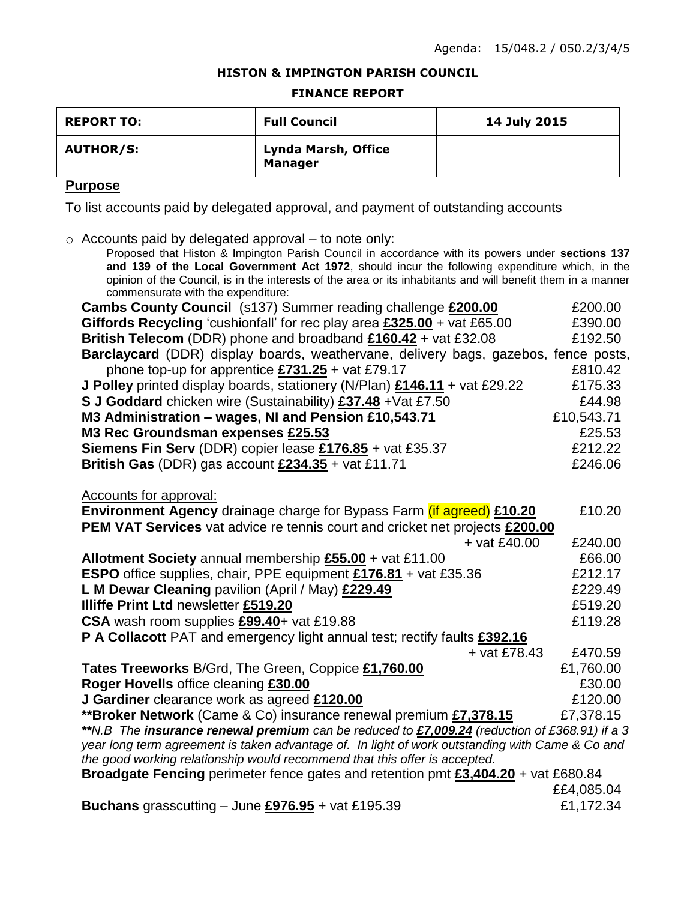Agenda: 15/048.2 / 050.2/3/4/5

**HISTON & IMPINGTON PARISH COUNCIL**

**FINANCE REPORT**

| **REPORT TO:** | **Full Council** | **14 July 2015** |
|---|---|---|
| **AUTHOR/S:** | **Lynda Marsh, Office Manager** | |

## Purpose

To list accounts paid by delegated approval, and payment of outstanding accounts

- Accounts paid by delegated approval – to note only:

  Proposed that Histon & Impington Parish Council in accordance with its powers under **sections 137 and 139 of the Local Government Act 1972**, should incur the following expenditure which, in the opinion of the Council, is in the interests of the area or its inhabitants and will benefit them in a manner commensurate with the expenditure:

| | |
|---|---|
| **Cambs County Council** (s137) Summer reading challenge **£200.00** | £200.00 |
| **Giffords Recycling** 'cushionfall' for rec play area **£325.00** + vat £65.00 | £390.00 |
| **British Telecom** (DDR) phone and broadband **£160.42** + vat £32.08 | £192.50 |
| **Barclaycard** (DDR) display boards, weathervane, delivery bags, gazebos, fence posts, phone top-up for apprentice **£731.25** + vat £79.17 | £810.42 |
| **J Polley** printed display boards, stationery (N/Plan) **£146.11** + vat £29.22 | £175.33 |
| **S J Goddard** chicken wire (Sustainability) **£37.48** +Vat £7.50 | £44.98 |
| **M3 Administration – wages, NI and Pension £10,543.71** | £10,543.71 |
| **M3 Rec Groundsman expenses £25.53** | £25.53 |
| **Siemens Fin Serv** (DDR) copier lease **£176.85** + vat £35.37 | £212.22 |
| **British Gas** (DDR) gas account **£234.35** + vat £11.71 | £246.06 |

Accounts for approval:

| | |
|---|---|
| **Environment Agency** drainage charge for Bypass Farm (if agreed) **£10.20** | £10.20 |
| **PEM VAT Services** vat advice re tennis court and cricket net projects **£200.00** + vat £40.00 | £240.00 |
| **Allotment Society** annual membership **£55.00** + vat £11.00 | £66.00 |
| **ESPO** office supplies, chair, PPE equipment **£176.81** + vat £35.36 | £212.17 |
| **L M Dewar Cleaning** pavilion (April / May) **£229.49** | £229.49 |
| **Illiffe Print Ltd** newsletter **£519.20** | £519.20 |
| **CSA** wash room supplies **£99.40**+ vat £19.88 | £119.28 |
| **P A Collacott** PAT and emergency light annual test; rectify faults **£392.16** + vat £78.43 | £470.59 |
| **Tates Treeworks** B/Grd, The Green, Coppice **£1,760.00** | £1,760.00 |
| **Roger Hovells** office cleaning **£30.00** | £30.00 |
| **J Gardiner** clearance work as agreed **£120.00** | £120.00 |
| **\*\*Broker Network** (Came & Co) insurance renewal premium **£7,378.15** | £7,378.15 |

*\*\*N.B The **insurance renewal premium** can be reduced to **£7,009.24** (reduction of £368.91) if a 3 year long term agreement is taken advantage of. In light of work outstanding with Came & Co and the good working relationship would recommend that this offer is accepted.*

| | |
|---|---|
| **Broadgate Fencing** perimeter fence gates and retention pmt **£3,404.20** + vat £680.84 | ££4,085.04 |
| **Buchans** grasscutting – June **£976.95** + vat £195.39 | £1,172.34 |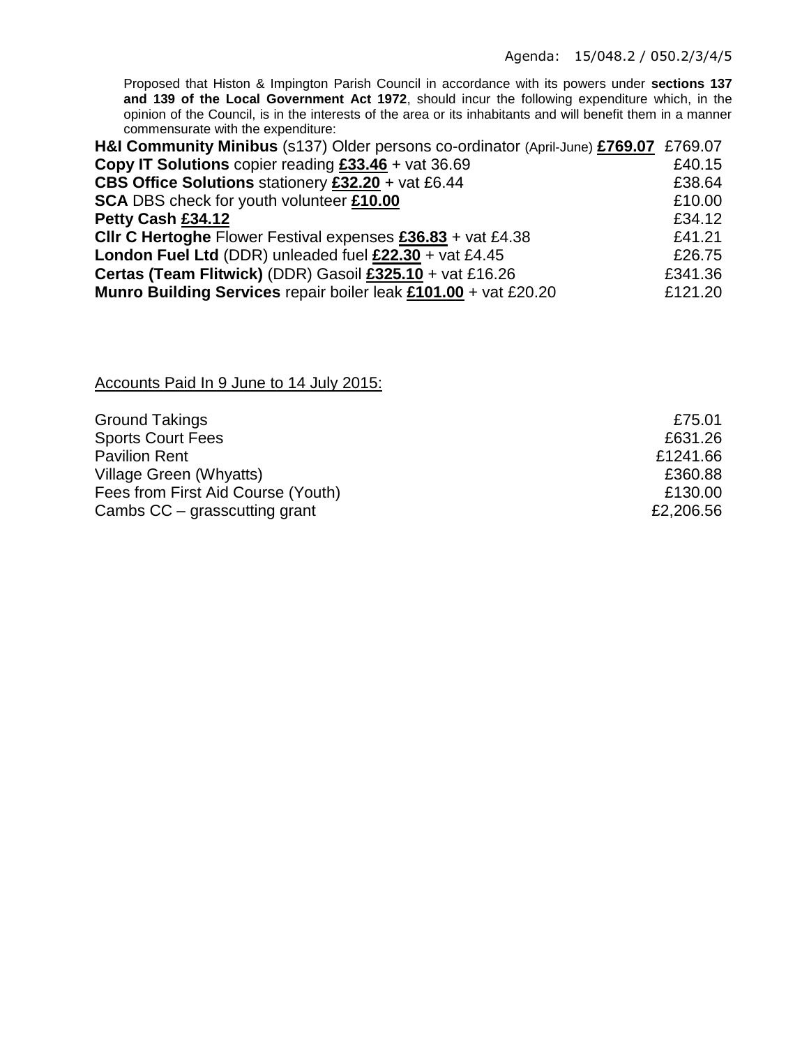Agenda: 15/048.2 / 050.2/3/4/5

Proposed that Histon & Impington Parish Council in accordance with its powers under **sections 137 and 139 of the Local Government Act 1972**, should incur the following expenditure which, in the opinion of the Council, is in the interests of the area or its inhabitants and will benefit them in a manner commensurate with the expenditure:

| | |
|---|---|
| **H&I Community Minibus** (s137) Older persons co-ordinator (April-June) **£769.07** | £769.07 |
| **Copy IT Solutions** copier reading **£33.46** + vat 36.69 | £40.15 |
| **CBS Office Solutions** stationery **£32.20** + vat £6.44 | £38.64 |
| **SCA** DBS check for youth volunteer **£10.00** | £10.00 |
| **Petty Cash £34.12** | £34.12 |
| **Cllr C Hertoghe** Flower Festival expenses **£36.83** + vat £4.38 | £41.21 |
| **London Fuel Ltd** (DDR) unleaded fuel **£22.30** + vat £4.45 | £26.75 |
| **Certas (Team Flitwick)** (DDR) Gasoil **£325.10** + vat £16.26 | £341.36 |
| **Munro Building Services** repair boiler leak **£101.00** + vat £20.20 | £121.20 |

Accounts Paid In 9 June to 14 July 2015:

| | |
|---|---|
| Ground Takings | £75.01 |
| Sports Court Fees | £631.26 |
| Pavilion Rent | £1241.66 |
| Village Green (Whyatts) | £360.88 |
| Fees from First Aid Course (Youth) | £130.00 |
| Cambs CC – grasscutting grant | £2,206.56 |